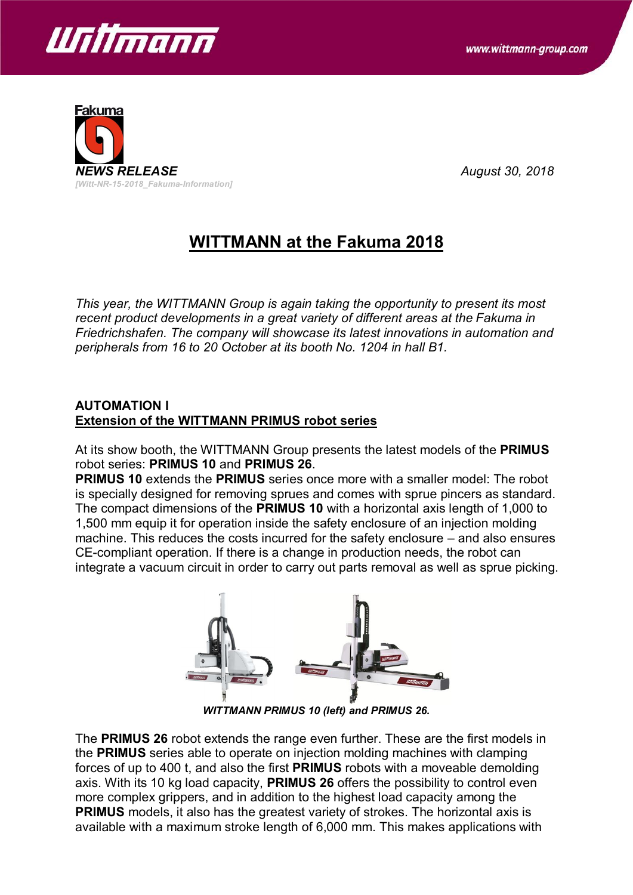*NEWS RELEASE*

*[Witt-NR-15-2018_Fakuma-Information]*

*August 30, 2018*

# WITTMANN at the Fakuma 2018

*This year, the WITTMANN Group is again taking the opportunity to present its most recent product developments in a great variety of different areas at the Fakuma in Friedrichshafen. The company will showcase its latest innovations in automation and peripherals from 16 to 20 October at its booth No. 1204 in hall B1.*

**AUTOMATION I**

**Extension of the WITTMANN PRIMUS robot series**

At its show booth, the WITTMANN Group presents the latest models of the **PRIMUS** robot series: **PRIMUS 10** and **PRIMUS 26**.

**PRIMUS 10** extends the **PRIMUS** series once more with a smaller model: The robot is specially designed for removing sprues and comes with sprue pincers as standard. The compact dimensions of the **PRIMUS 10** with a horizontal axis length of 1,000 to 1,500 mm equip it for operation inside the safety enclosure of an injection molding machine. This reduces the costs incurred for the safety enclosure – and also ensures CE-compliant operation. If there is a change in production needs, the robot can integrate a vacuum circuit in order to carry out parts removal as well as sprue picking.

***WITTMANN PRIMUS 10 (left) and PRIMUS 26.***

The **PRIMUS 26** robot extends the range even further. These are the first models in the **PRIMUS** series able to operate on injection molding machines with clamping forces of up to 400 t, and also the first **PRIMUS** robots with a moveable demolding axis. With its 10 kg load capacity, **PRIMUS 26** offers the possibility to control even more complex grippers, and in addition to the highest load capacity among the **PRIMUS** models, it also has the greatest variety of strokes. The horizontal axis is available with a maximum stroke length of 6,000 mm. This makes applications with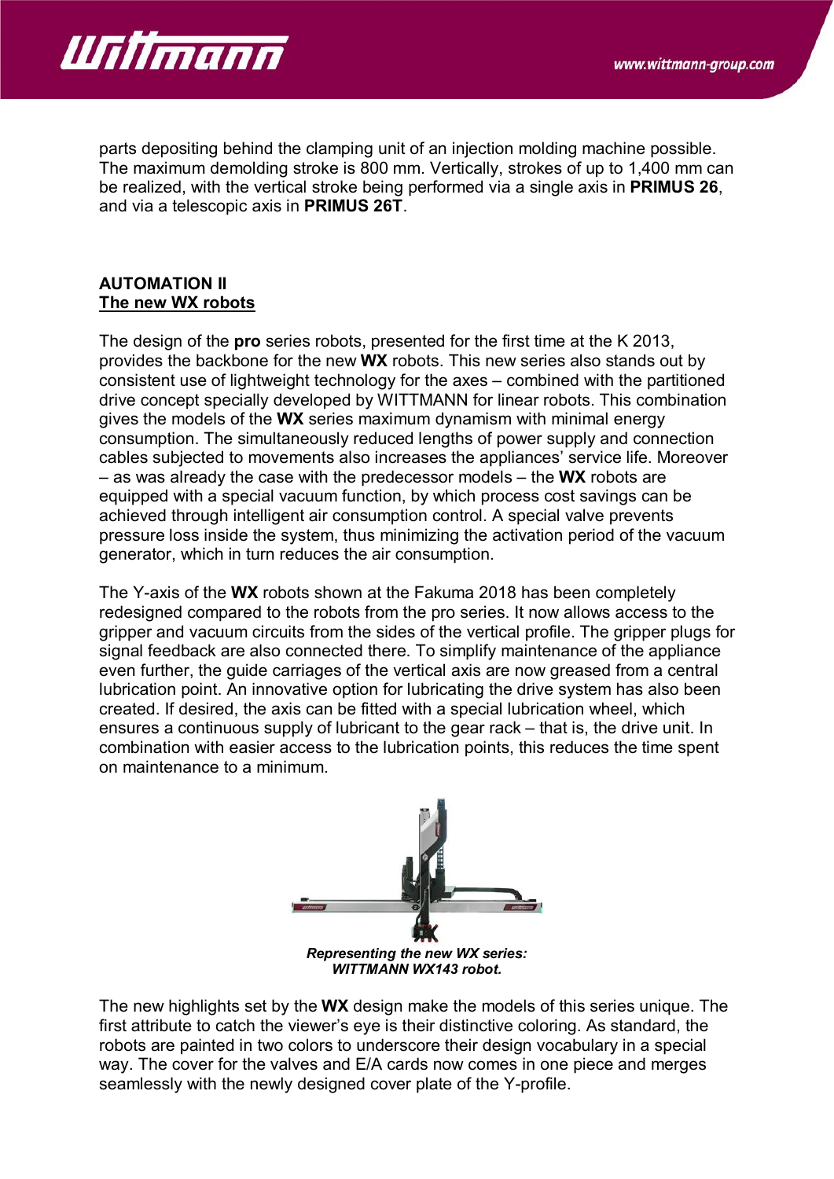parts depositing behind the clamping unit of an injection molding machine possible. The maximum demolding stroke is 800 mm. Vertically, strokes of up to 1,400 mm can be realized, with the vertical stroke being performed via a single axis in **PRIMUS 26**, and via a telescopic axis in **PRIMUS 26T**.

## AUTOMATION II

### The new WX robots

The design of the **pro** series robots, presented for the first time at the K 2013, provides the backbone for the new **WX** robots. This new series also stands out by consistent use of lightweight technology for the axes – combined with the partitioned drive concept specially developed by WITTMANN for linear robots. This combination gives the models of the **WX** series maximum dynamism with minimal energy consumption. The simultaneously reduced lengths of power supply and connection cables subjected to movements also increases the appliances' service life. Moreover – as was already the case with the predecessor models – the **WX** robots are equipped with a special vacuum function, by which process cost savings can be achieved through intelligent air consumption control. A special valve prevents pressure loss inside the system, thus minimizing the activation period of the vacuum generator, which in turn reduces the air consumption.

The Y-axis of the **WX** robots shown at the Fakuma 2018 has been completely redesigned compared to the robots from the pro series. It now allows access to the gripper and vacuum circuits from the sides of the vertical profile. The gripper plugs for signal feedback are also connected there. To simplify maintenance of the appliance even further, the guide carriages of the vertical axis are now greased from a central lubrication point. An innovative option for lubricating the drive system has also been created. If desired, the axis can be fitted with a special lubrication wheel, which ensures a continuous supply of lubricant to the gear rack – that is, the drive unit. In combination with easier access to the lubrication points, this reduces the time spent on maintenance to a minimum.

***Representing the new WX series: WITTMANN WX143 robot.***

The new highlights set by the **WX** design make the models of this series unique. The first attribute to catch the viewer's eye is their distinctive coloring. As standard, the robots are painted in two colors to underscore their design vocabulary in a special way. The cover for the valves and E/A cards now comes in one piece and merges seamlessly with the newly designed cover plate of the Y-profile.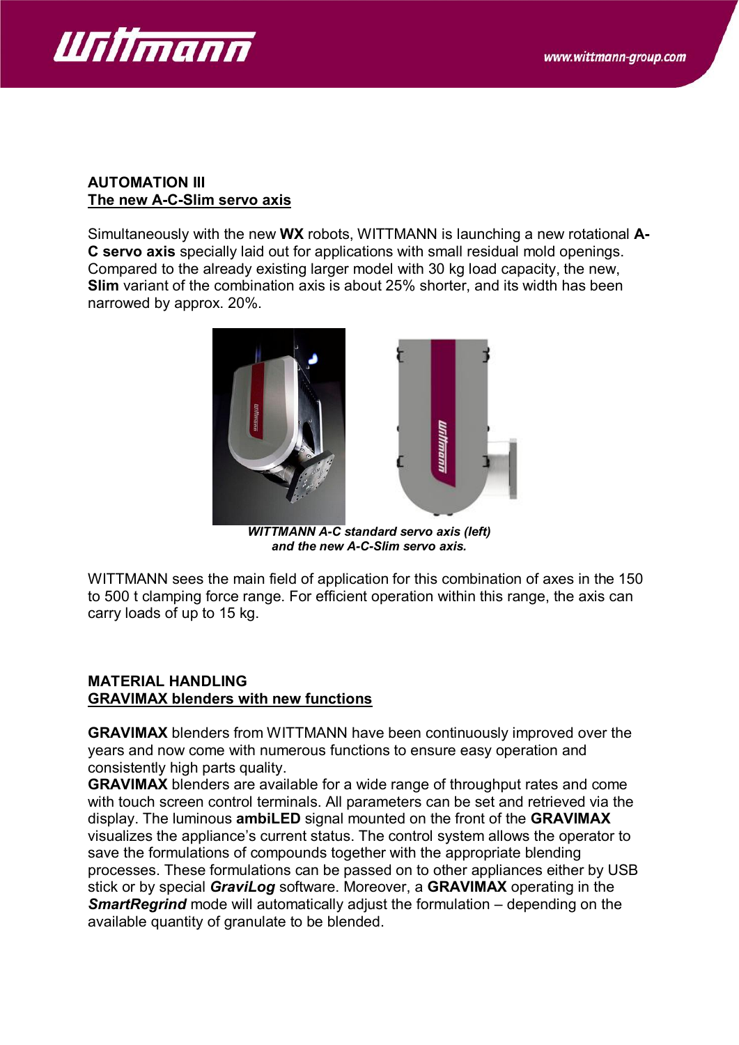**AUTOMATION III**

## The new A-C-Slim servo axis

Simultaneously with the new **WX** robots, WITTMANN is launching a new rotational **A-C servo axis** specially laid out for applications with small residual mold openings. Compared to the already existing larger model with 30 kg load capacity, the new, **Slim** variant of the combination axis is about 25% shorter, and its width has been narrowed by approx. 20%.

***WITTMANN A-C standard servo axis (left) and the new A-C-Slim servo axis.***

WITTMANN sees the main field of application for this combination of axes in the 150 to 500 t clamping force range. For efficient operation within this range, the axis can carry loads of up to 15 kg.

**MATERIAL HANDLING**

## GRAVIMAX blenders with new functions

**GRAVIMAX** blenders from WITTMANN have been continuously improved over the years and now come with numerous functions to ensure easy operation and consistently high parts quality.
**GRAVIMAX** blenders are available for a wide range of throughput rates and come with touch screen control terminals. All parameters can be set and retrieved via the display. The luminous **ambiLED** signal mounted on the front of the **GRAVIMAX** visualizes the appliance's current status. The control system allows the operator to save the formulations of compounds together with the appropriate blending processes. These formulations can be passed on to other appliances either by USB stick or by special ***GraviLog*** software. Moreover, a **GRAVIMAX** operating in the ***SmartRegrind*** mode will automatically adjust the formulation – depending on the available quantity of granulate to be blended.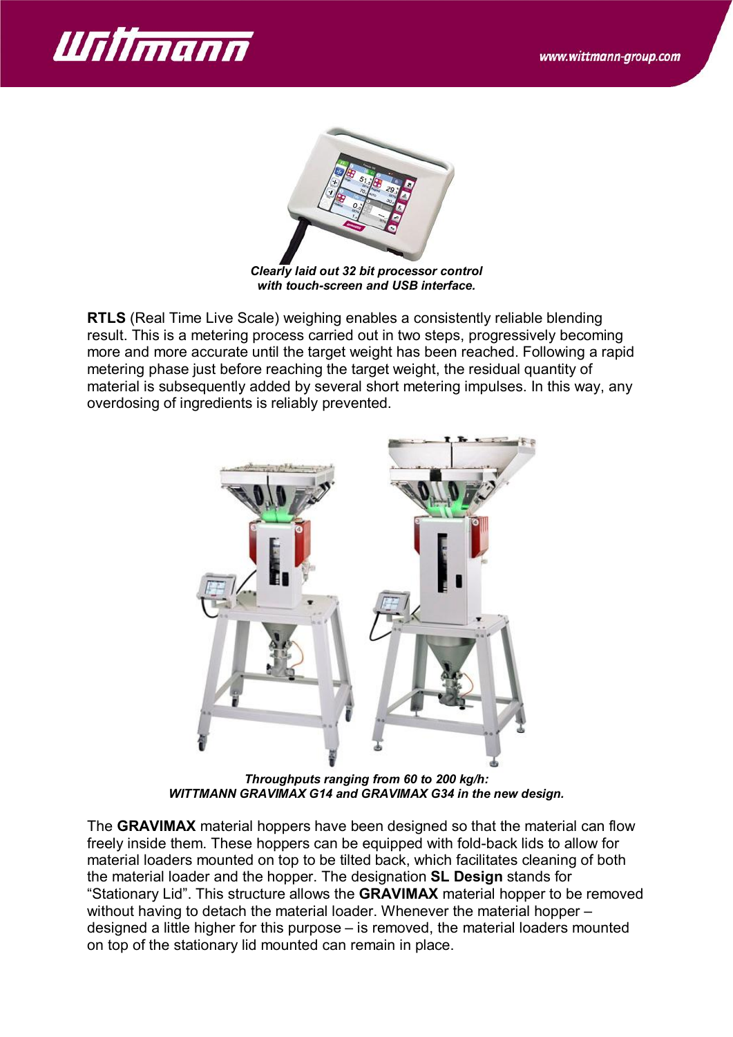*Clearly laid out 32 bit processor control with touch-screen and USB interface.*

**RTLS** (Real Time Live Scale) weighing enables a consistently reliable blending result. This is a metering process carried out in two steps, progressively becoming more and more accurate until the target weight has been reached. Following a rapid metering phase just before reaching the target weight, the residual quantity of material is subsequently added by several short metering impulses. In this way, any overdosing of ingredients is reliably prevented.

*Throughputs ranging from 60 to 200 kg/h: WITTMANN GRAVIMAX G14 and GRAVIMAX G34 in the new design.*

The **GRAVIMAX** material hoppers have been designed so that the material can flow freely inside them. These hoppers can be equipped with fold-back lids to allow for material loaders mounted on top to be tilted back, which facilitates cleaning of both the material loader and the hopper. The designation **SL Design** stands for "Stationary Lid". This structure allows the **GRAVIMAX** material hopper to be removed without having to detach the material loader. Whenever the material hopper – designed a little higher for this purpose – is removed, the material loaders mounted on top of the stationary lid mounted can remain in place.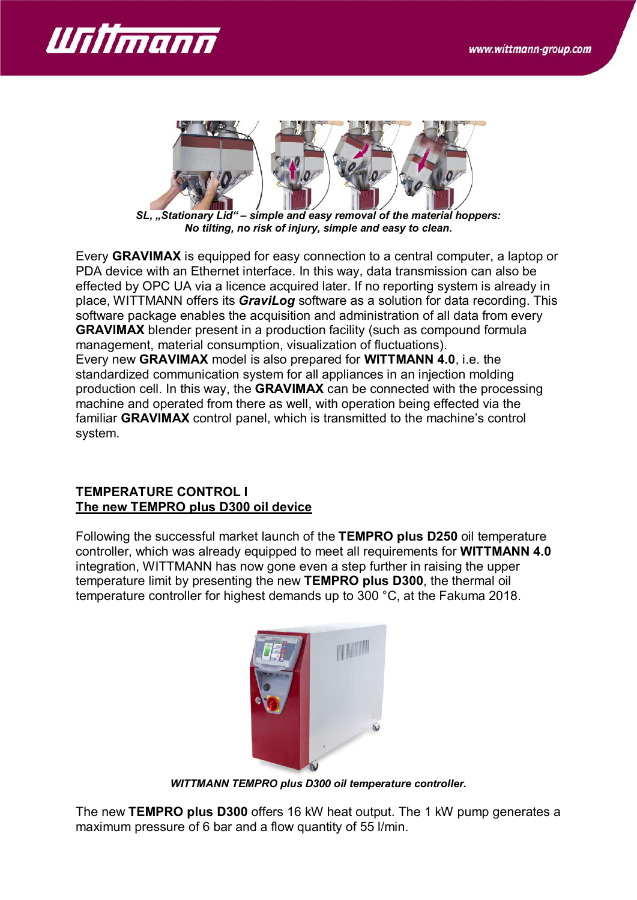*SL, „Stationary Lid" – simple and easy removal of the material hoppers: No tilting, no risk of injury, simple and easy to clean.*

Every **GRAVIMAX** is equipped for easy connection to a central computer, a laptop or PDA device with an Ethernet interface. In this way, data transmission can also be effected by OPC UA via a licence acquired later. If no reporting system is already in place, WITTMANN offers its ***GraviLog*** software as a solution for data recording. This software package enables the acquisition and administration of all data from every **GRAVIMAX** blender present in a production facility (such as compound formula management, material consumption, visualization of fluctuations).
Every new **GRAVIMAX** model is also prepared for **WITTMANN 4.0**, i.e. the standardized communication system for all appliances in an injection molding production cell. In this way, the **GRAVIMAX** can be connected with the processing machine and operated from there as well, with operation being effected via the familiar **GRAVIMAX** control panel, which is transmitted to the machine's control system.

## TEMPERATURE CONTROL I

## The new TEMPRO plus D300 oil device

Following the successful market launch of the **TEMPRO plus D250** oil temperature controller, which was already equipped to meet all requirements for **WITTMANN 4.0** integration, WITTMANN has now gone even a step further in raising the upper temperature limit by presenting the new **TEMPRO plus D300**, the thermal oil temperature controller for highest demands up to 300 °C, at the Fakuma 2018.

*WITTMANN TEMPRO plus D300 oil temperature controller.*

The new **TEMPRO plus D300** offers 16 kW heat output. The 1 kW pump generates a maximum pressure of 6 bar and a flow quantity of 55 l/min.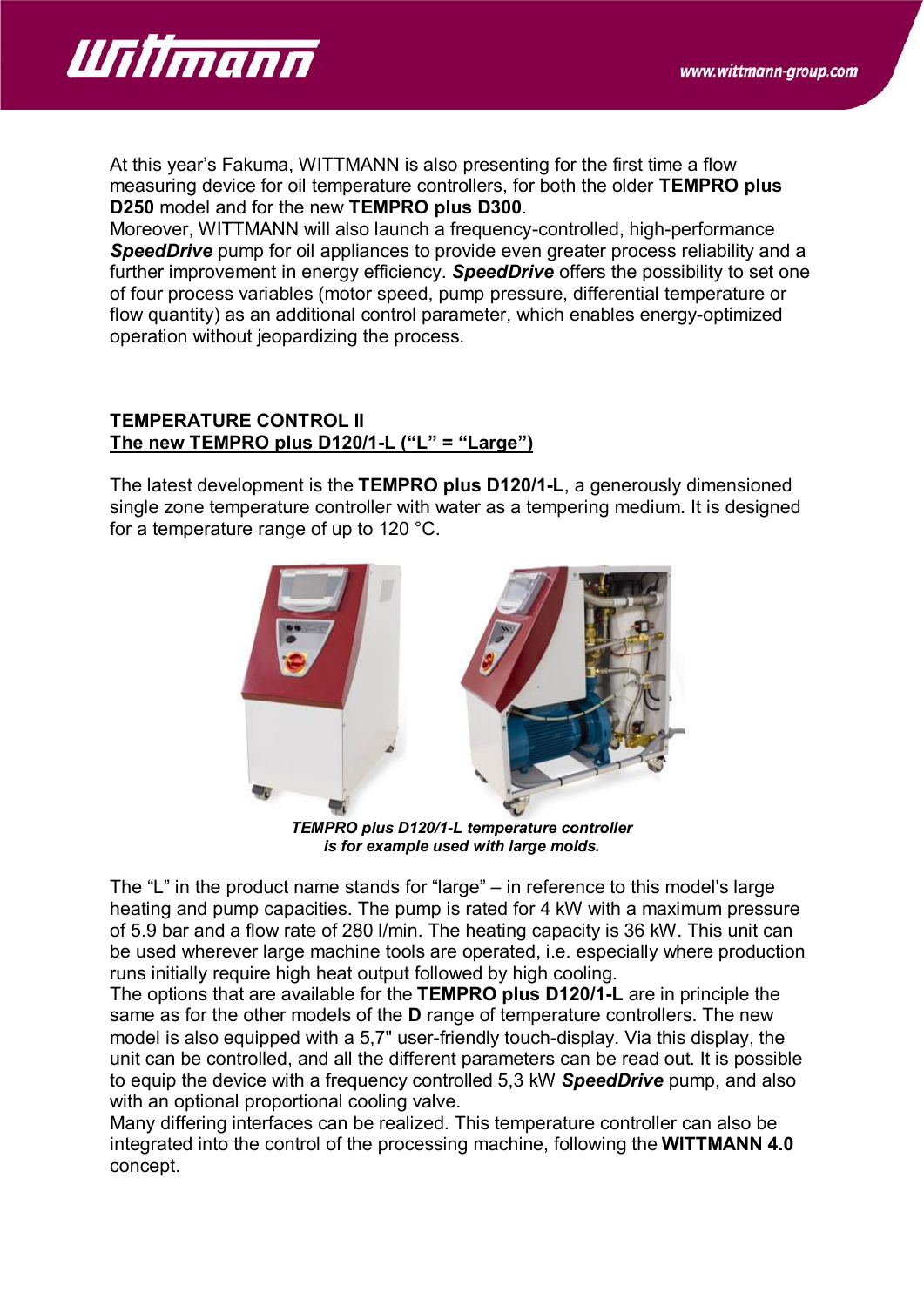At this year's Fakuma, WITTMANN is also presenting for the first time a flow measuring device for oil temperature controllers, for both the older **TEMPRO plus D250** model and for the new **TEMPRO plus D300**.
Moreover, WITTMANN will also launch a frequency-controlled, high-performance ***SpeedDrive*** pump for oil appliances to provide even greater process reliability and a further improvement in energy efficiency. ***SpeedDrive*** offers the possibility to set one of four process variables (motor speed, pump pressure, differential temperature or flow quantity) as an additional control parameter, which enables energy-optimized operation without jeopardizing the process.

## TEMPERATURE CONTROL II
## The new TEMPRO plus D120/1-L ("L" = "Large")

The latest development is the **TEMPRO plus D120/1-L**, a generously dimensioned single zone temperature controller with water as a tempering medium. It is designed for a temperature range of up to 120 °C.

***TEMPRO plus D120/1-L temperature controller is for example used with large molds.***

The "L" in the product name stands for "large" – in reference to this model's large heating and pump capacities. The pump is rated for 4 kW with a maximum pressure of 5.9 bar and a flow rate of 280 l/min. The heating capacity is 36 kW. This unit can be used wherever large machine tools are operated, i.e. especially where production runs initially require high heat output followed by high cooling.
The options that are available for the **TEMPRO plus D120/1-L** are in principle the same as for the other models of the **D** range of temperature controllers. The new model is also equipped with a 5,7" user-friendly touch-display. Via this display, the unit can be controlled, and all the different parameters can be read out. It is possible to equip the device with a frequency controlled 5,3 kW ***SpeedDrive*** pump, and also with an optional proportional cooling valve.
Many differing interfaces can be realized. This temperature controller can also be integrated into the control of the processing machine, following the **WITTMANN 4.0** concept.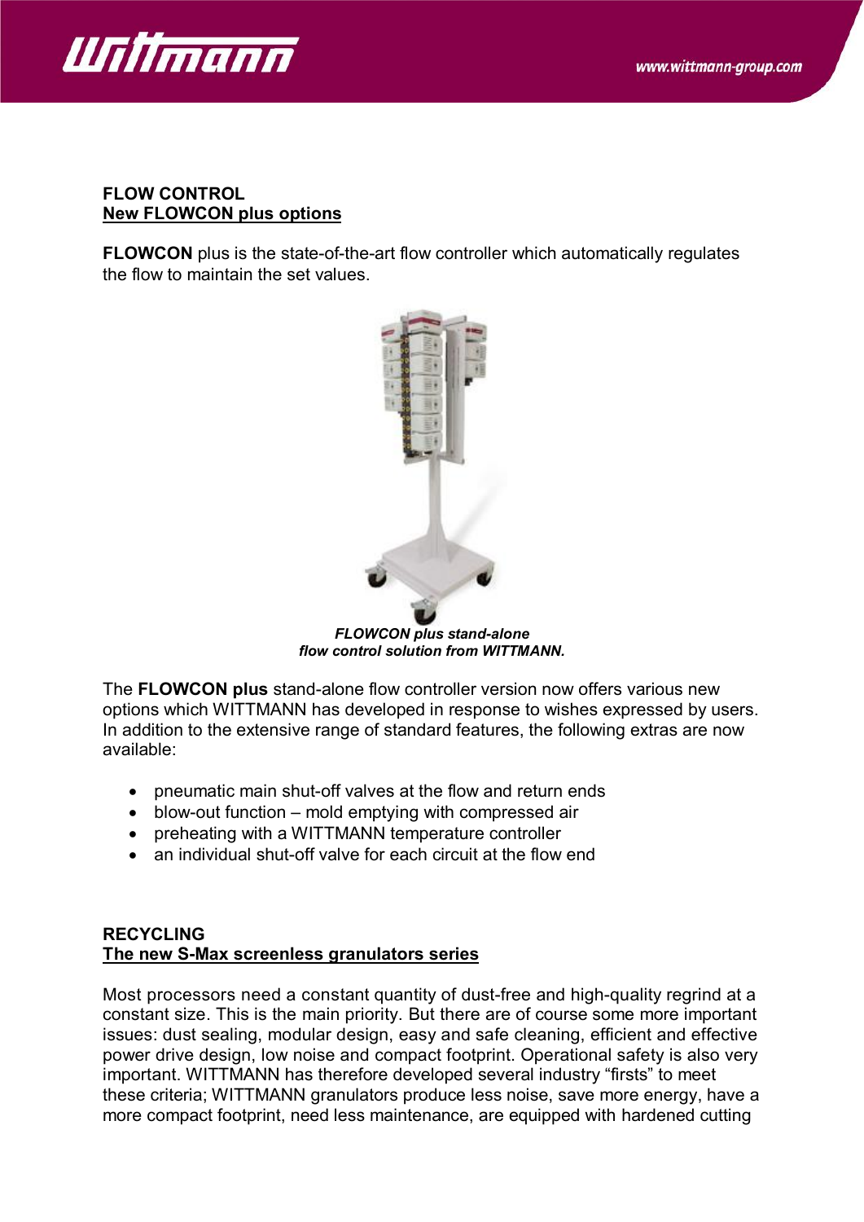**FLOW CONTROL**
**New FLOWCON plus options**

**FLOWCON** plus is the state-of-the-art flow controller which automatically regulates the flow to maintain the set values.

***FLOWCON plus stand-alone flow control solution from WITTMANN.***

The **FLOWCON plus** stand-alone flow controller version now offers various new options which WITTMANN has developed in response to wishes expressed by users. In addition to the extensive range of standard features, the following extras are now available:

- pneumatic main shut-off valves at the flow and return ends
- blow-out function – mold emptying with compressed air
- preheating with a WITTMANN temperature controller
- an individual shut-off valve for each circuit at the flow end

**RECYCLING**
**The new S-Max screenless granulators series**

Most processors need a constant quantity of dust-free and high-quality regrind at a constant size. This is the main priority. But there are of course some more important issues: dust sealing, modular design, easy and safe cleaning, efficient and effective power drive design, low noise and compact footprint. Operational safety is also very important. WITTMANN has therefore developed several industry "firsts" to meet these criteria; WITTMANN granulators produce less noise, save more energy, have a more compact footprint, need less maintenance, are equipped with hardened cutting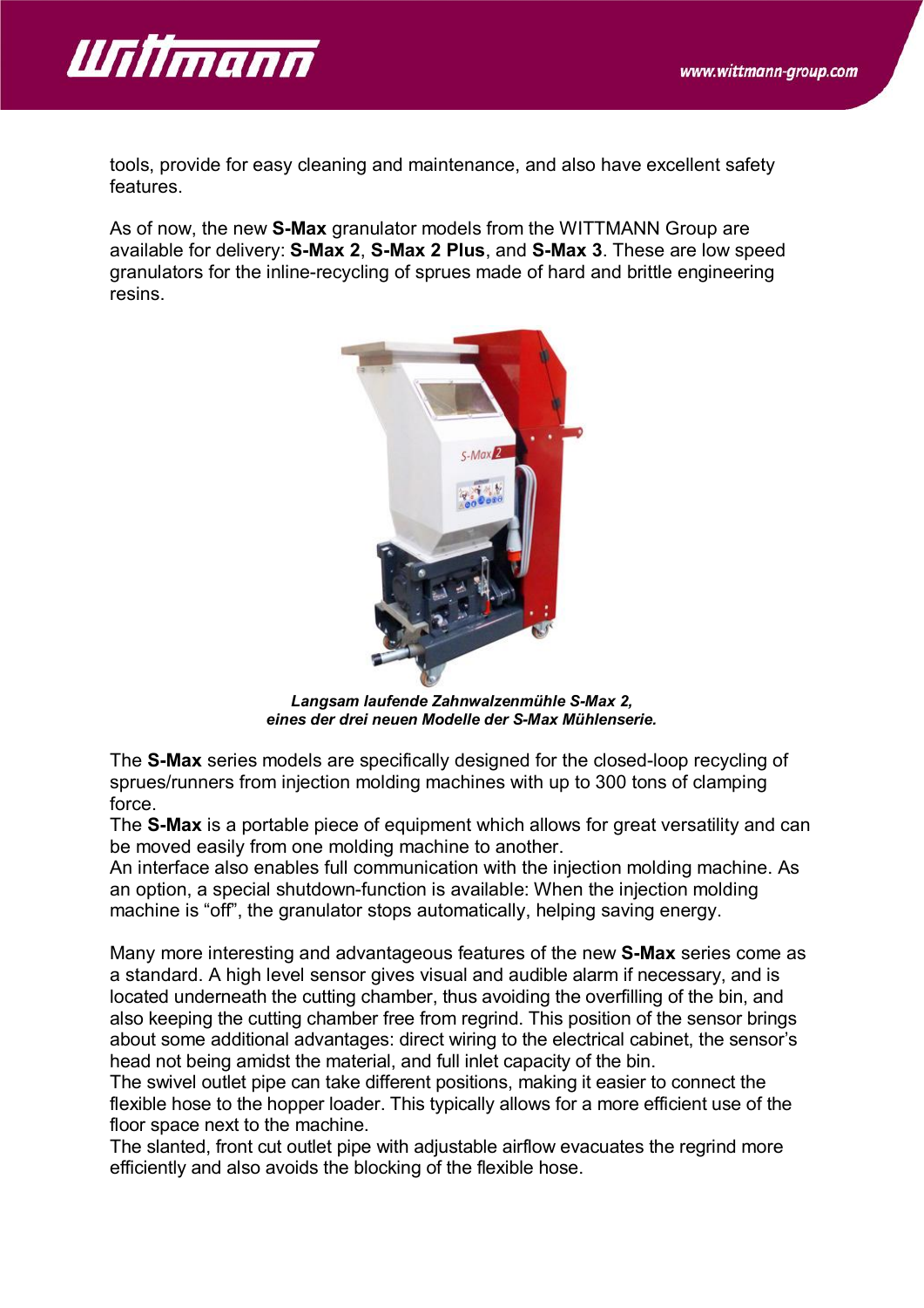tools, provide for easy cleaning and maintenance, and also have excellent safety features.

As of now, the new **S-Max** granulator models from the WITTMANN Group are available for delivery: **S-Max 2**, **S-Max 2 Plus**, and **S-Max 3**. These are low speed granulators for the inline-recycling of sprues made of hard and brittle engineering resins.

***Langsam laufende Zahnwalzenmühle S-Max 2, eines der drei neuen Modelle der S-Max Mühlenserie.***

The **S-Max** series models are specifically designed for the closed-loop recycling of sprues/runners from injection molding machines with up to 300 tons of clamping force.
The **S-Max** is a portable piece of equipment which allows for great versatility and can be moved easily from one molding machine to another.
An interface also enables full communication with the injection molding machine. As an option, a special shutdown-function is available: When the injection molding machine is "off", the granulator stops automatically, helping saving energy.

Many more interesting and advantageous features of the new **S-Max** series come as a standard. A high level sensor gives visual and audible alarm if necessary, and is located underneath the cutting chamber, thus avoiding the overfilling of the bin, and also keeping the cutting chamber free from regrind. This position of the sensor brings about some additional advantages: direct wiring to the electrical cabinet, the sensor's head not being amidst the material, and full inlet capacity of the bin.
The swivel outlet pipe can take different positions, making it easier to connect the flexible hose to the hopper loader. This typically allows for a more efficient use of the floor space next to the machine.
The slanted, front cut outlet pipe with adjustable airflow evacuates the regrind more efficiently and also avoids the blocking of the flexible hose.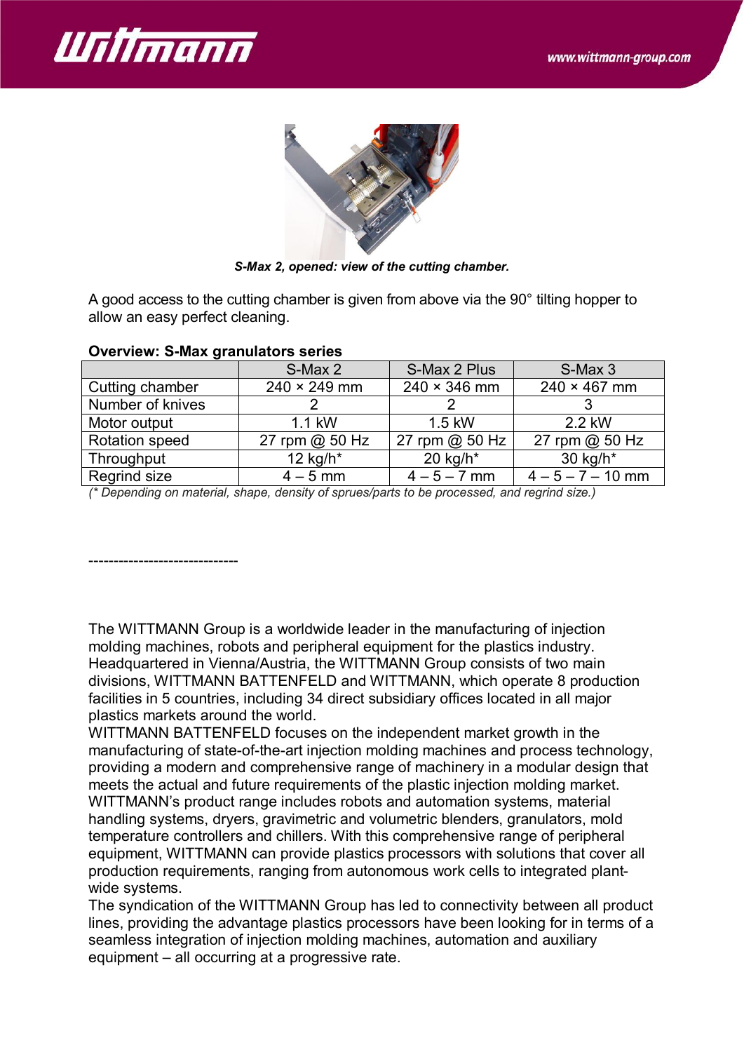*S-Max 2, opened: view of the cutting chamber.*

A good access to the cutting chamber is given from above via the 90° tilting hopper to allow an easy perfect cleaning.

**Overview: S-Max granulators series**

| | S-Max 2 | S-Max 2 Plus | S-Max 3 |
|---|---|---|---|
| Cutting chamber | 240 × 249 mm | 240 × 346 mm | 240 × 467 mm |
| Number of knives | 2 | 2 | 3 |
| Motor output | 1.1 kW | 1.5 kW | 2.2 kW |
| Rotation speed | 27 rpm @ 50 Hz | 27 rpm @ 50 Hz | 27 rpm @ 50 Hz |
| Throughput | 12 kg/h* | 20 kg/h* | 30 kg/h* |
| Regrind size | 4 – 5 mm | 4 – 5 – 7 mm | 4 – 5 – 7 – 10 mm |

*(* Depending on material, shape, density of sprues/parts to be processed, and regrind size.)*

------------------------------

The WITTMANN Group is a worldwide leader in the manufacturing of injection molding machines, robots and peripheral equipment for the plastics industry. Headquartered in Vienna/Austria, the WITTMANN Group consists of two main divisions, WITTMANN BATTENFELD and WITTMANN, which operate 8 production facilities in 5 countries, including 34 direct subsidiary offices located in all major plastics markets around the world.
WITTMANN BATTENFELD focuses on the independent market growth in the manufacturing of state-of-the-art injection molding machines and process technology, providing a modern and comprehensive range of machinery in a modular design that meets the actual and future requirements of the plastic injection molding market.
WITTMANN's product range includes robots and automation systems, material handling systems, dryers, gravimetric and volumetric blenders, granulators, mold temperature controllers and chillers. With this comprehensive range of peripheral equipment, WITTMANN can provide plastics processors with solutions that cover all production requirements, ranging from autonomous work cells to integrated plant-wide systems.
The syndication of the WITTMANN Group has led to connectivity between all product lines, providing the advantage plastics processors have been looking for in terms of a seamless integration of injection molding machines, automation and auxiliary equipment – all occurring at a progressive rate.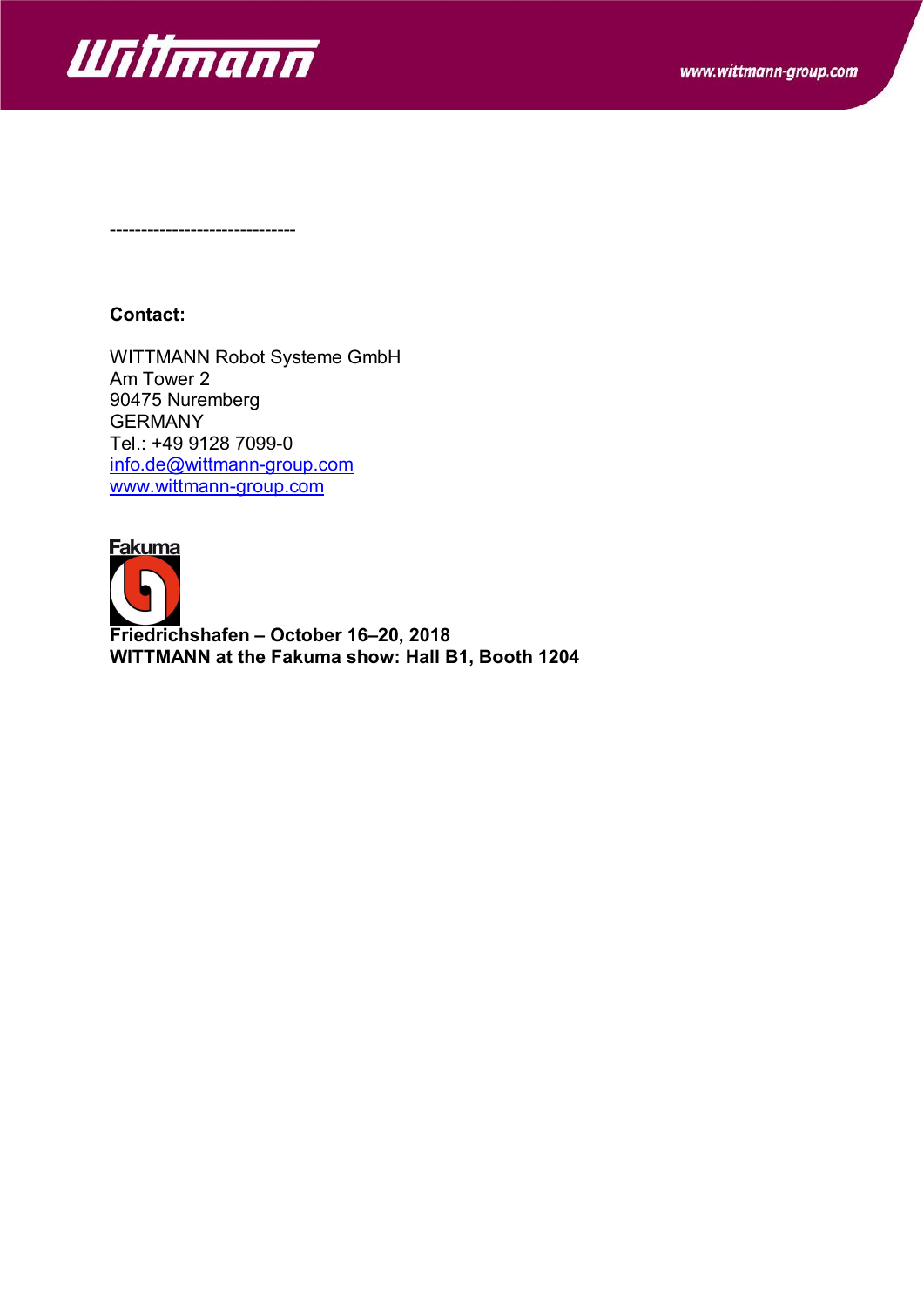------------------------------

**Contact:**

WITTMANN Robot Systeme GmbH
Am Tower 2
90475 Nuremberg
GERMANY
Tel.: +49 9128 7099-0
info.de@wittmann-group.com
www.wittmann-group.com

Fakuma

**Friedrichshafen – October 16–20, 2018**
**WITTMANN at the Fakuma show: Hall B1, Booth 1204**